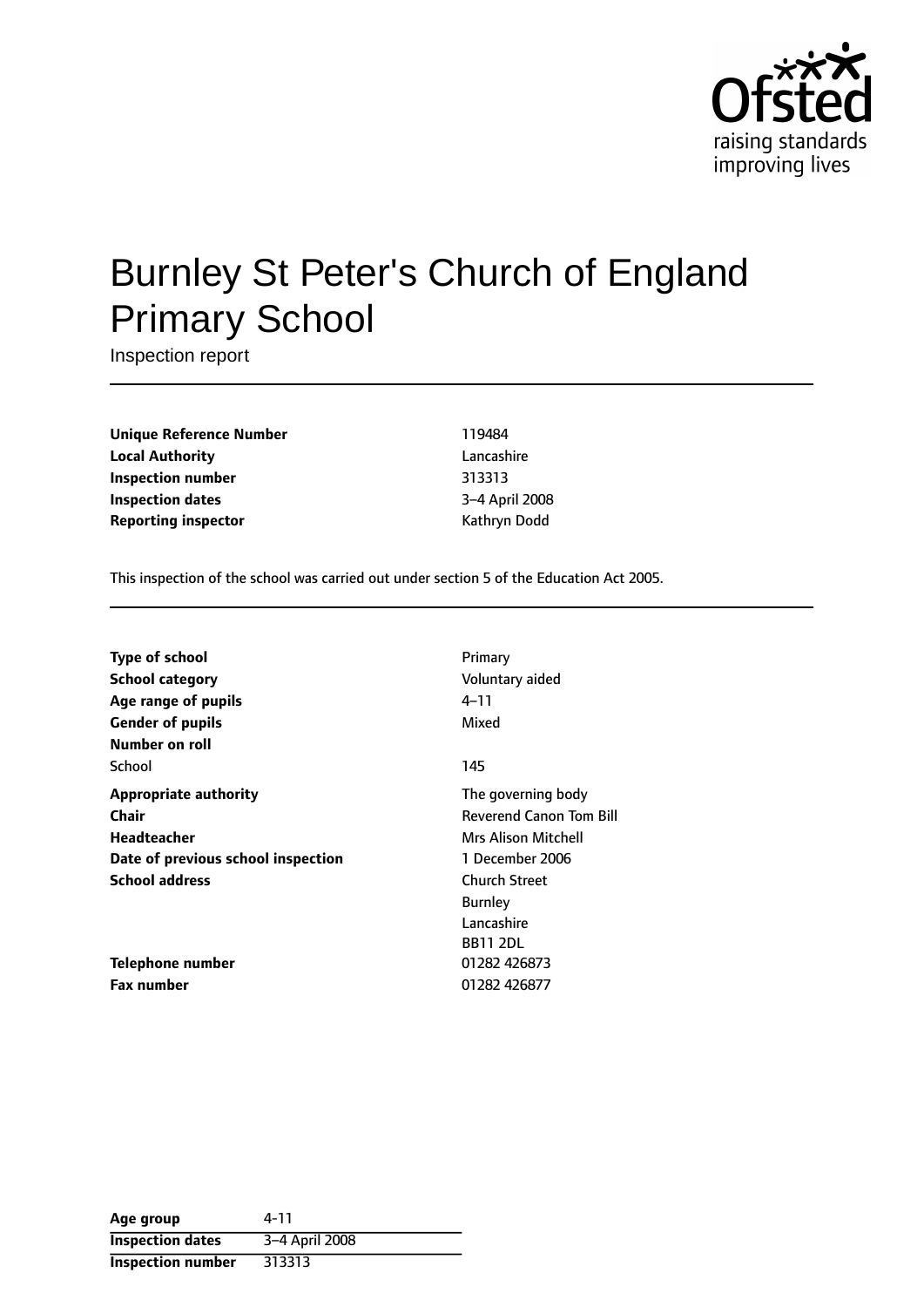# Burnley St Peter's Church of England Primary School

Inspection report

| | |
|---|---|
| **Unique Reference Number** | 119484 |
| **Local Authority** | Lancashire |
| **Inspection number** | 313313 |
| **Inspection dates** | 3–4 April 2008 |
| **Reporting inspector** | Kathryn Dodd |

This inspection of the school was carried out under section 5 of the Education Act 2005.

| | |
|---|---|
| **Type of school** | Primary |
| **School category** | Voluntary aided |
| **Age range of pupils** | 4–11 |
| **Gender of pupils** | Mixed |
| **Number on roll** | |
| School | 145 |
| **Appropriate authority** | The governing body |
| **Chair** | Reverend Canon Tom Bill |
| **Headteacher** | Mrs Alison Mitchell |
| **Date of previous school inspection** | 1 December 2006 |
| **School address** | Church Street<br>Burnley<br>Lancashire<br>BB11 2DL |
| **Telephone number** | 01282 426873 |
| **Fax number** | 01282 426877 |

| | |
|---|---|
| **Age group** | 4-11 |
| **Inspection dates** | 3–4 April 2008 |
| **Inspection number** | 313313 |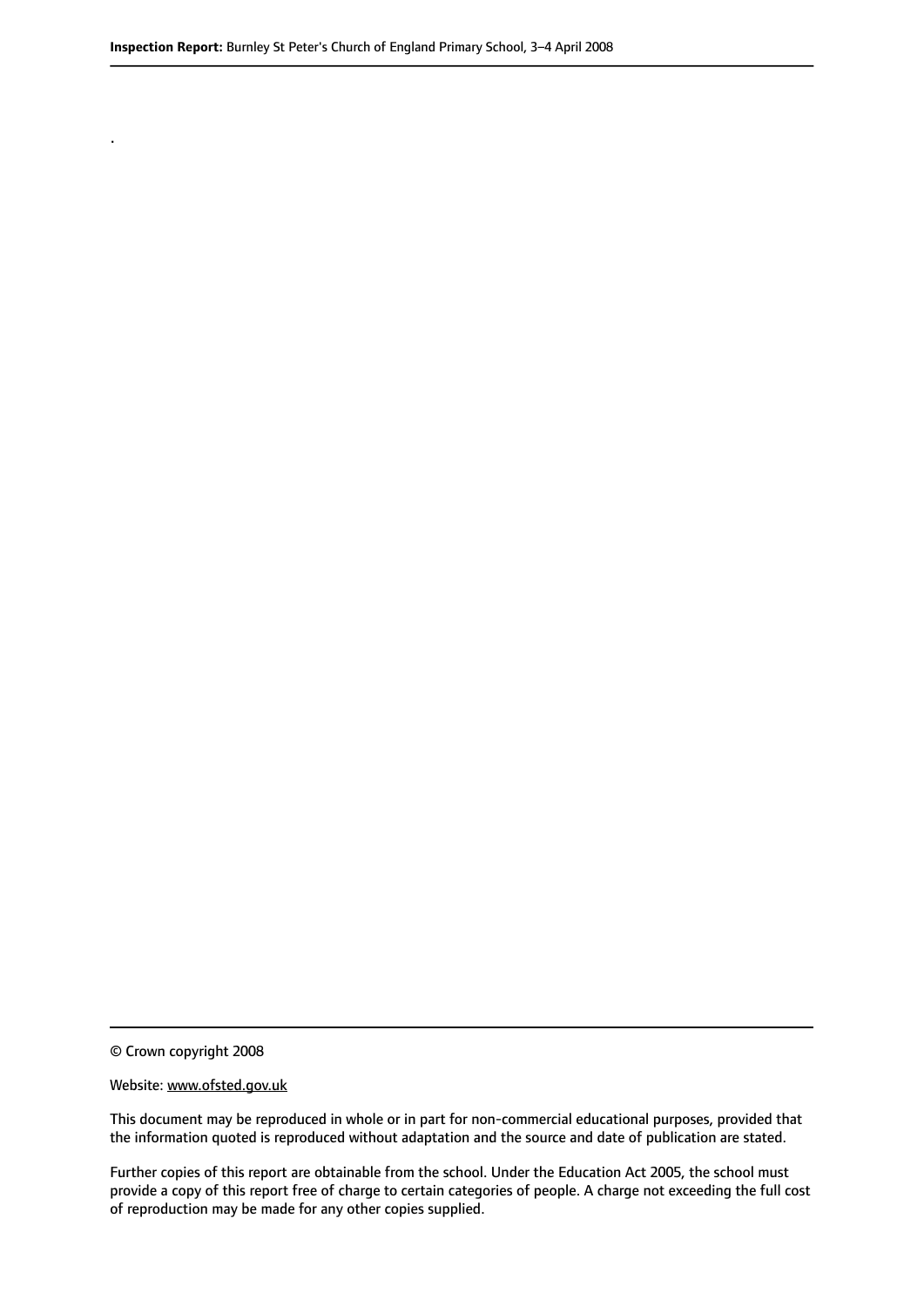.

© Crown copyright 2008

Website: www.ofsted.gov.uk

This document may be reproduced in whole or in part for non-commercial educational purposes, provided that the information quoted is reproduced without adaptation and the source and date of publication are stated.

Further copies of this report are obtainable from the school. Under the Education Act 2005, the school must provide a copy of this report free of charge to certain categories of people. A charge not exceeding the full cost of reproduction may be made for any other copies supplied.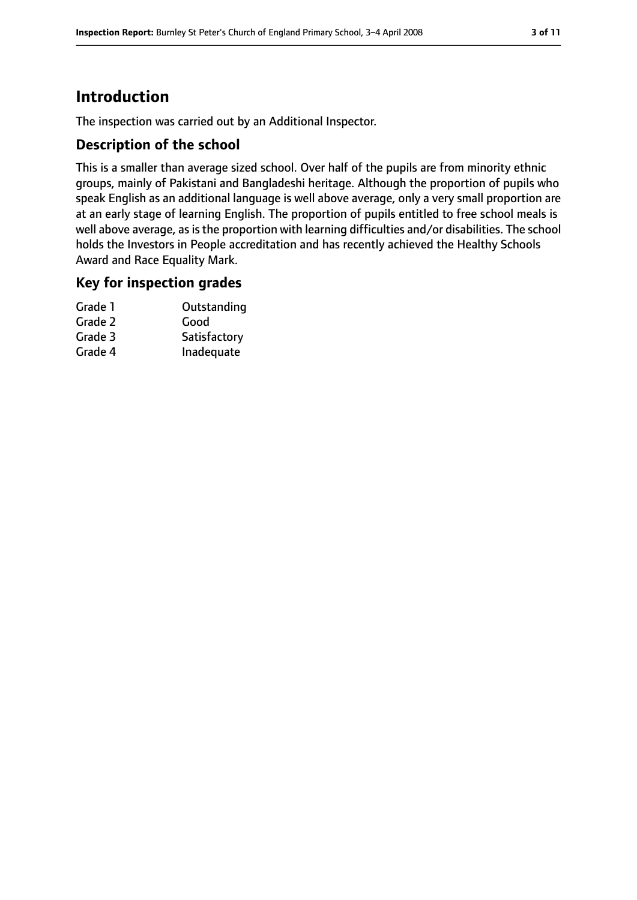# Introduction

The inspection was carried out by an Additional Inspector.

## Description of the school

This is a smaller than average sized school. Over half of the pupils are from minority ethnic groups, mainly of Pakistani and Bangladeshi heritage. Although the proportion of pupils who speak English as an additional language is well above average, only a very small proportion are at an early stage of learning English. The proportion of pupils entitled to free school meals is well above average, as is the proportion with learning difficulties and/or disabilities. The school holds the Investors in People accreditation and has recently achieved the Healthy Schools Award and Race Equality Mark.

## Key for inspection grades

| | |
|---|---|
| Grade 1 | Outstanding |
| Grade 2 | Good |
| Grade 3 | Satisfactory |
| Grade 4 | Inadequate |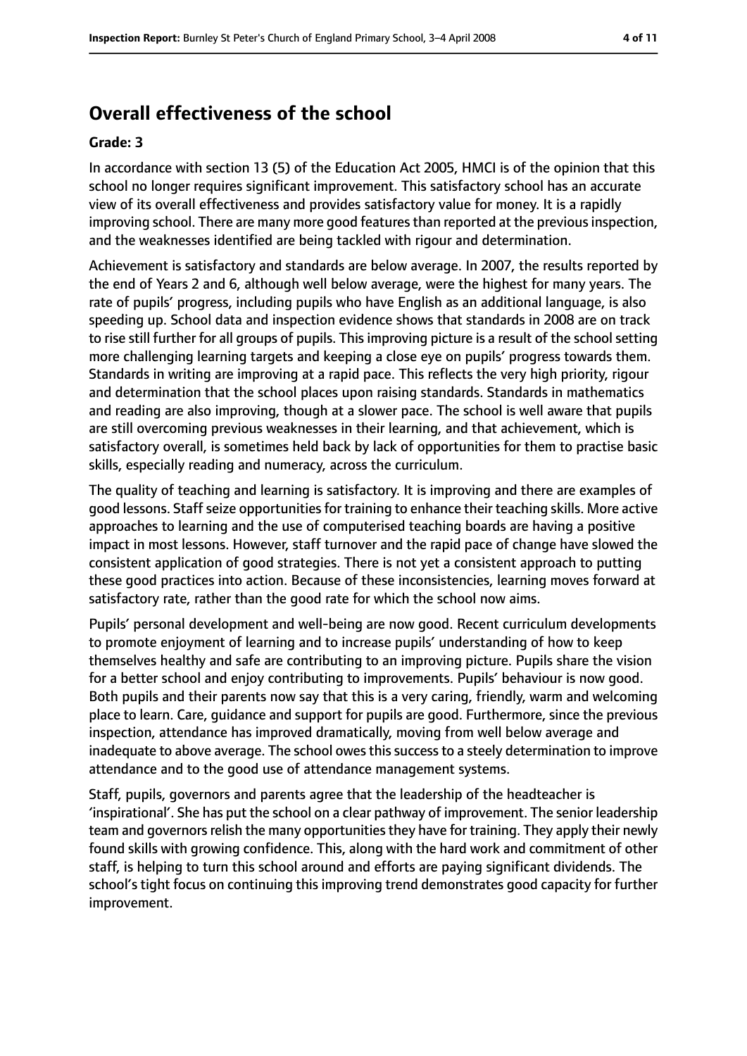## Overall effectiveness of the school

### Grade: 3

In accordance with section 13 (5) of the Education Act 2005, HMCI is of the opinion that this school no longer requires significant improvement. This satisfactory school has an accurate view of its overall effectiveness and provides satisfactory value for money. It is a rapidly improving school. There are many more good features than reported at the previous inspection, and the weaknesses identified are being tackled with rigour and determination.

Achievement is satisfactory and standards are below average. In 2007, the results reported by the end of Years 2 and 6, although well below average, were the highest for many years. The rate of pupils' progress, including pupils who have English as an additional language, is also speeding up. School data and inspection evidence shows that standards in 2008 are on track to rise still further for all groups of pupils. This improving picture is a result of the school setting more challenging learning targets and keeping a close eye on pupils' progress towards them. Standards in writing are improving at a rapid pace. This reflects the very high priority, rigour and determination that the school places upon raising standards. Standards in mathematics and reading are also improving, though at a slower pace. The school is well aware that pupils are still overcoming previous weaknesses in their learning, and that achievement, which is satisfactory overall, is sometimes held back by lack of opportunities for them to practise basic skills, especially reading and numeracy, across the curriculum.

The quality of teaching and learning is satisfactory. It is improving and there are examples of good lessons. Staff seize opportunities for training to enhance their teaching skills. More active approaches to learning and the use of computerised teaching boards are having a positive impact in most lessons. However, staff turnover and the rapid pace of change have slowed the consistent application of good strategies. There is not yet a consistent approach to putting these good practices into action. Because of these inconsistencies, learning moves forward at satisfactory rate, rather than the good rate for which the school now aims.

Pupils' personal development and well-being are now good. Recent curriculum developments to promote enjoyment of learning and to increase pupils' understanding of how to keep themselves healthy and safe are contributing to an improving picture. Pupils share the vision for a better school and enjoy contributing to improvements. Pupils' behaviour is now good. Both pupils and their parents now say that this is a very caring, friendly, warm and welcoming place to learn. Care, guidance and support for pupils are good. Furthermore, since the previous inspection, attendance has improved dramatically, moving from well below average and inadequate to above average. The school owes this success to a steely determination to improve attendance and to the good use of attendance management systems.

Staff, pupils, governors and parents agree that the leadership of the headteacher is 'inspirational'. She has put the school on a clear pathway of improvement. The senior leadership team and governors relish the many opportunities they have for training. They apply their newly found skills with growing confidence. This, along with the hard work and commitment of other staff, is helping to turn this school around and efforts are paying significant dividends. The school's tight focus on continuing this improving trend demonstrates good capacity for further improvement.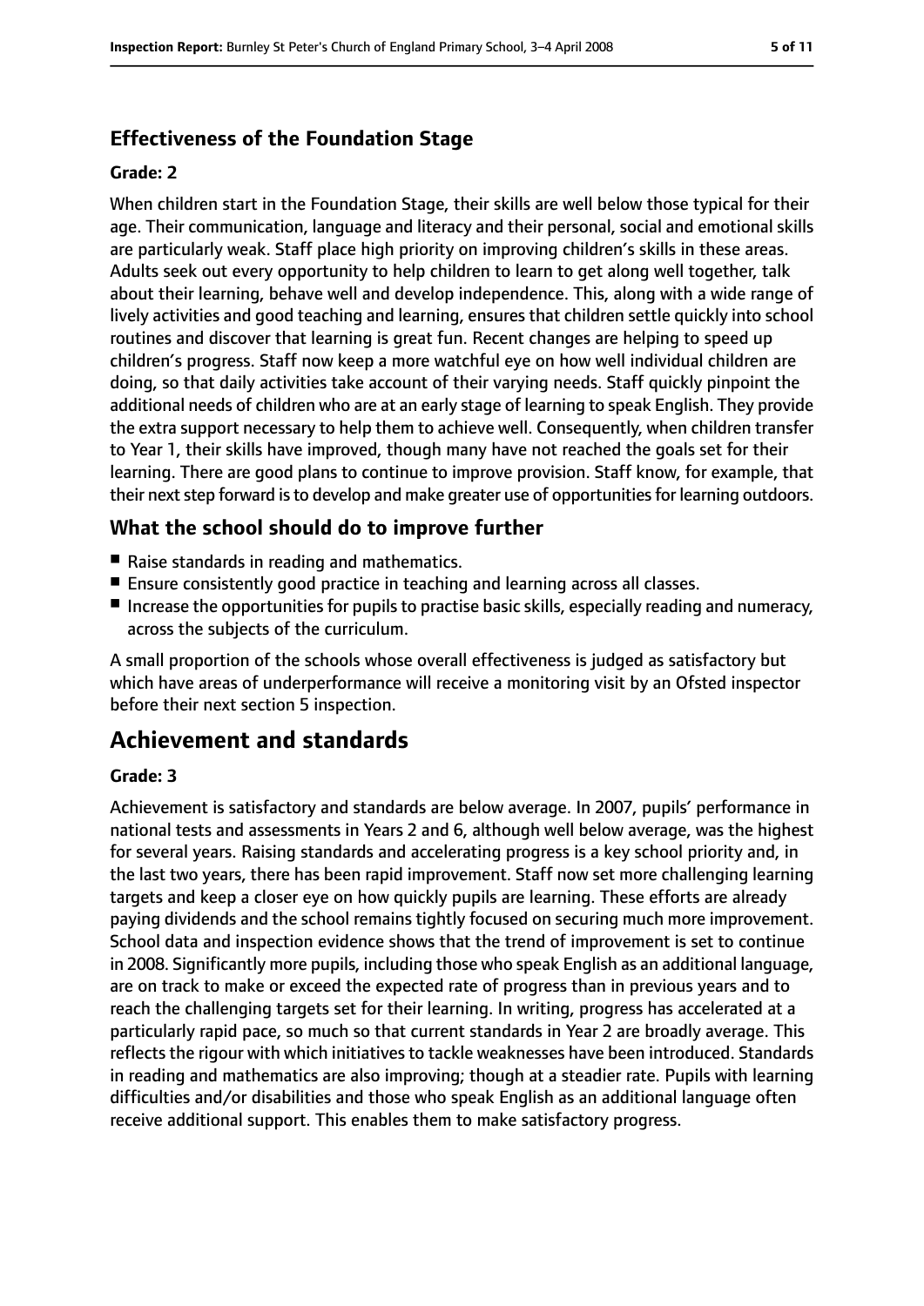### Effectiveness of the Foundation Stage

#### Grade: 2

When children start in the Foundation Stage, their skills are well below those typical for their age. Their communication, language and literacy and their personal, social and emotional skills are particularly weak. Staff place high priority on improving children's skills in these areas. Adults seek out every opportunity to help children to learn to get along well together, talk about their learning, behave well and develop independence. This, along with a wide range of lively activities and good teaching and learning, ensures that children settle quickly into school routines and discover that learning is great fun. Recent changes are helping to speed up children's progress. Staff now keep a more watchful eye on how well individual children are doing, so that daily activities take account of their varying needs. Staff quickly pinpoint the additional needs of children who are at an early stage of learning to speak English. They provide the extra support necessary to help them to achieve well. Consequently, when children transfer to Year 1, their skills have improved, though many have not reached the goals set for their learning. There are good plans to continue to improve provision. Staff know, for example, that their next step forward is to develop and make greater use of opportunities for learning outdoors.

### What the school should do to improve further

- Raise standards in reading and mathematics.
- Ensure consistently good practice in teaching and learning across all classes.
- Increase the opportunities for pupils to practise basic skills, especially reading and numeracy, across the subjects of the curriculum.

A small proportion of the schools whose overall effectiveness is judged as satisfactory but which have areas of underperformance will receive a monitoring visit by an Ofsted inspector before their next section 5 inspection.

## Achievement and standards

#### Grade: 3

Achievement is satisfactory and standards are below average. In 2007, pupils' performance in national tests and assessments in Years 2 and 6, although well below average, was the highest for several years. Raising standards and accelerating progress is a key school priority and, in the last two years, there has been rapid improvement. Staff now set more challenging learning targets and keep a closer eye on how quickly pupils are learning. These efforts are already paying dividends and the school remains tightly focused on securing much more improvement. School data and inspection evidence shows that the trend of improvement is set to continue in 2008. Significantly more pupils, including those who speak English as an additional language, are on track to make or exceed the expected rate of progress than in previous years and to reach the challenging targets set for their learning. In writing, progress has accelerated at a particularly rapid pace, so much so that current standards in Year 2 are broadly average. This reflects the rigour with which initiatives to tackle weaknesses have been introduced. Standards in reading and mathematics are also improving; though at a steadier rate. Pupils with learning difficulties and/or disabilities and those who speak English as an additional language often receive additional support. This enables them to make satisfactory progress.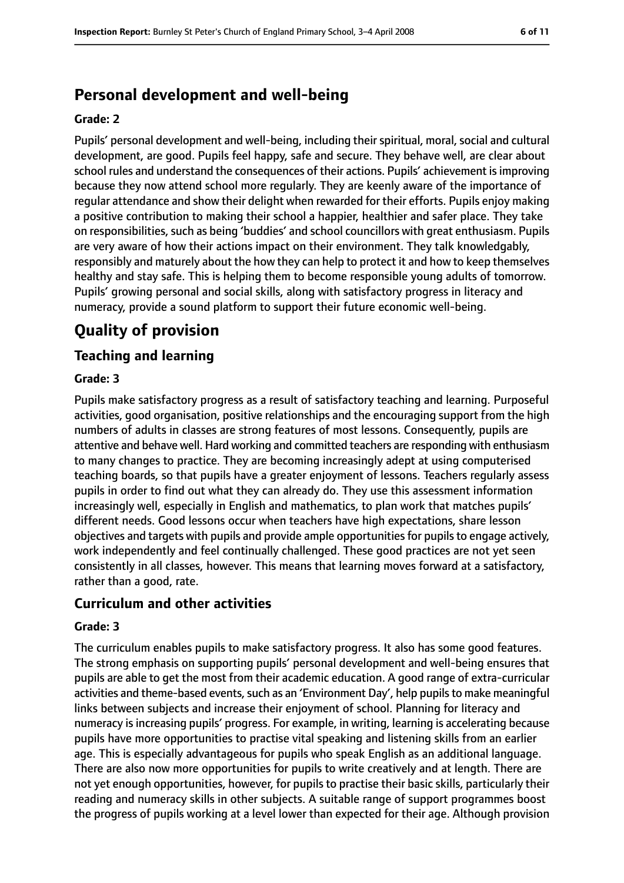## Personal development and well-being

**Grade: 2**

Pupils' personal development and well-being, including their spiritual, moral, social and cultural development, are good. Pupils feel happy, safe and secure. They behave well, are clear about school rules and understand the consequences of their actions. Pupils' achievement is improving because they now attend school more regularly. They are keenly aware of the importance of regular attendance and show their delight when rewarded for their efforts. Pupils enjoy making a positive contribution to making their school a happier, healthier and safer place. They take on responsibilities, such as being 'buddies' and school councillors with great enthusiasm. Pupils are very aware of how their actions impact on their environment. They talk knowledgably, responsibly and maturely about the how they can help to protect it and how to keep themselves healthy and stay safe. This is helping them to become responsible young adults of tomorrow. Pupils' growing personal and social skills, along with satisfactory progress in literacy and numeracy, provide a sound platform to support their future economic well-being.

# Quality of provision

## Teaching and learning

**Grade: 3**

Pupils make satisfactory progress as a result of satisfactory teaching and learning. Purposeful activities, good organisation, positive relationships and the encouraging support from the high numbers of adults in classes are strong features of most lessons. Consequently, pupils are attentive and behave well. Hard working and committed teachers are responding with enthusiasm to many changes to practice. They are becoming increasingly adept at using computerised teaching boards, so that pupils have a greater enjoyment of lessons. Teachers regularly assess pupils in order to find out what they can already do. They use this assessment information increasingly well, especially in English and mathematics, to plan work that matches pupils' different needs. Good lessons occur when teachers have high expectations, share lesson objectives and targets with pupils and provide ample opportunities for pupils to engage actively, work independently and feel continually challenged. These good practices are not yet seen consistently in all classes, however. This means that learning moves forward at a satisfactory, rather than a good, rate.

## Curriculum and other activities

**Grade: 3**

The curriculum enables pupils to make satisfactory progress. It also has some good features. The strong emphasis on supporting pupils' personal development and well-being ensures that pupils are able to get the most from their academic education. A good range of extra-curricular activities and theme-based events, such as an 'Environment Day', help pupils to make meaningful links between subjects and increase their enjoyment of school. Planning for literacy and numeracy is increasing pupils' progress. For example, in writing, learning is accelerating because pupils have more opportunities to practise vital speaking and listening skills from an earlier age. This is especially advantageous for pupils who speak English as an additional language. There are also now more opportunities for pupils to write creatively and at length. There are not yet enough opportunities, however, for pupils to practise their basic skills, particularly their reading and numeracy skills in other subjects. A suitable range of support programmes boost the progress of pupils working at a level lower than expected for their age. Although provision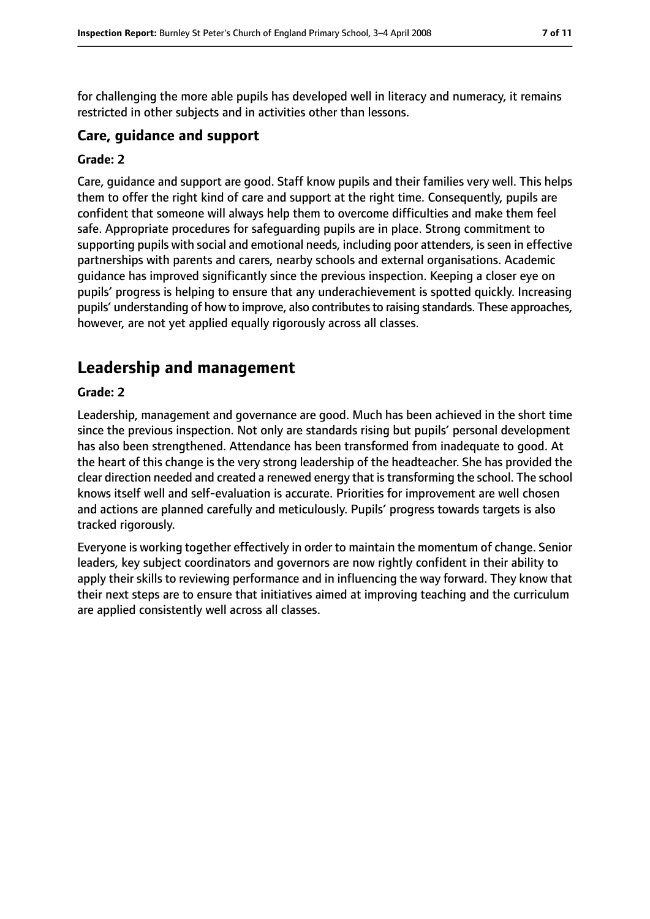for challenging the more able pupils has developed well in literacy and numeracy, it remains restricted in other subjects and in activities other than lessons.

### Care, guidance and support

**Grade: 2**

Care, guidance and support are good. Staff know pupils and their families very well. This helps them to offer the right kind of care and support at the right time. Consequently, pupils are confident that someone will always help them to overcome difficulties and make them feel safe. Appropriate procedures for safeguarding pupils are in place. Strong commitment to supporting pupils with social and emotional needs, including poor attenders, is seen in effective partnerships with parents and carers, nearby schools and external organisations. Academic guidance has improved significantly since the previous inspection. Keeping a closer eye on pupils' progress is helping to ensure that any underachievement is spotted quickly. Increasing pupils' understanding of how to improve, also contributes to raising standards. These approaches, however, are not yet applied equally rigorously across all classes.

## Leadership and management

**Grade: 2**

Leadership, management and governance are good. Much has been achieved in the short time since the previous inspection. Not only are standards rising but pupils' personal development has also been strengthened. Attendance has been transformed from inadequate to good. At the heart of this change is the very strong leadership of the headteacher. She has provided the clear direction needed and created a renewed energy that is transforming the school. The school knows itself well and self-evaluation is accurate. Priorities for improvement are well chosen and actions are planned carefully and meticulously. Pupils' progress towards targets is also tracked rigorously.

Everyone is working together effectively in order to maintain the momentum of change. Senior leaders, key subject coordinators and governors are now rightly confident in their ability to apply their skills to reviewing performance and in influencing the way forward. They know that their next steps are to ensure that initiatives aimed at improving teaching and the curriculum are applied consistently well across all classes.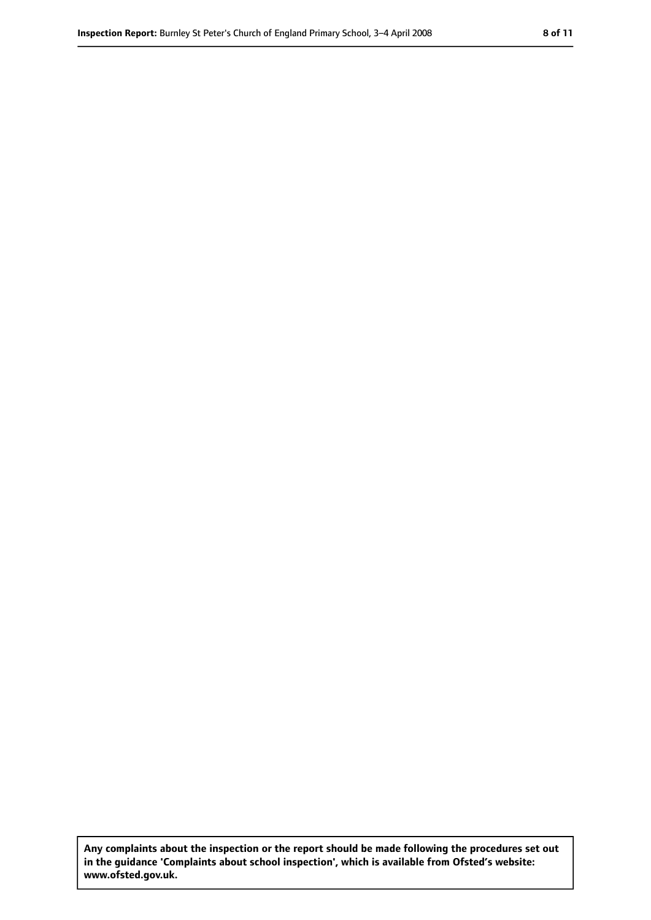**Any complaints about the inspection or the report should be made following the procedures set out in the guidance 'Complaints about school inspection', which is available from Ofsted's website: www.ofsted.gov.uk.**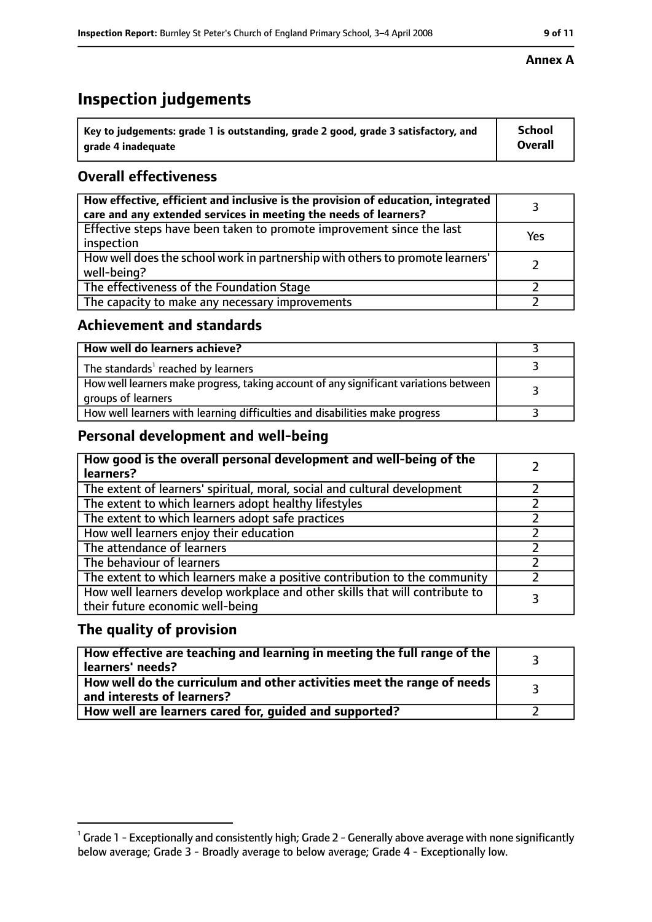**Annex A**

# Inspection judgements

| Key to judgements: grade 1 is outstanding, grade 2 good, grade 3 satisfactory, and grade 4 inadequate | School Overall |
|---|---|

## Overall effectiveness

| | |
|---|---|
| How effective, efficient and inclusive is the provision of education, integrated care and any extended services in meeting the needs of learners? | 3 |
| Effective steps have been taken to promote improvement since the last inspection | Yes |
| How well does the school work in partnership with others to promote learners' well-being? | 2 |
| The effectiveness of the Foundation Stage | 2 |
| The capacity to make any necessary improvements | 2 |

## Achievement and standards

| | |
|---|---|
| How well do learners achieve? | 3 |
| The standards[1] reached by learners | 3 |
| How well learners make progress, taking account of any significant variations between groups of learners | 3 |
| How well learners with learning difficulties and disabilities make progress | 3 |

## Personal development and well-being

| | |
|---|---|
| How good is the overall personal development and well-being of the learners? | 2 |
| The extent of learners' spiritual, moral, social and cultural development | 2 |
| The extent to which learners adopt healthy lifestyles | 2 |
| The extent to which learners adopt safe practices | 2 |
| How well learners enjoy their education | 2 |
| The attendance of learners | 2 |
| The behaviour of learners | 2 |
| The extent to which learners make a positive contribution to the community | 2 |
| How well learners develop workplace and other skills that will contribute to their future economic well-being | 3 |

## The quality of provision

| | |
|---|---|
| How effective are teaching and learning in meeting the full range of the learners' needs? | 3 |
| How well do the curriculum and other activities meet the range of needs and interests of learners? | 3 |
| How well are learners cared for, guided and supported? | 2 |

[1] Grade 1 - Exceptionally and consistently high; Grade 2 - Generally above average with none significantly below average; Grade 3 - Broadly average to below average; Grade 4 - Exceptionally low.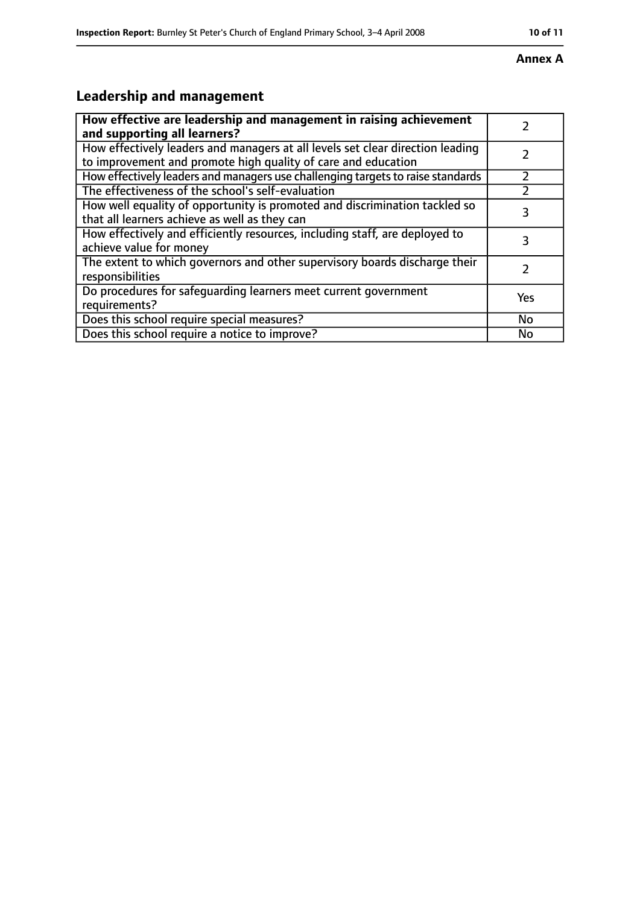**Annex A**

## Leadership and management

| | |
|---|---|
| **How effective are leadership and management in raising achievement and supporting all learners?** | 2 |
| How effectively leaders and managers at all levels set clear direction leading to improvement and promote high quality of care and education | 2 |
| How effectively leaders and managers use challenging targets to raise standards | 2 |
| The effectiveness of the school's self-evaluation | 2 |
| How well equality of opportunity is promoted and discrimination tackled so that all learners achieve as well as they can | 3 |
| How effectively and efficiently resources, including staff, are deployed to achieve value for money | 3 |
| The extent to which governors and other supervisory boards discharge their responsibilities | 2 |
| Do procedures for safeguarding learners meet current government requirements? | Yes |
| Does this school require special measures? | No |
| Does this school require a notice to improve? | No |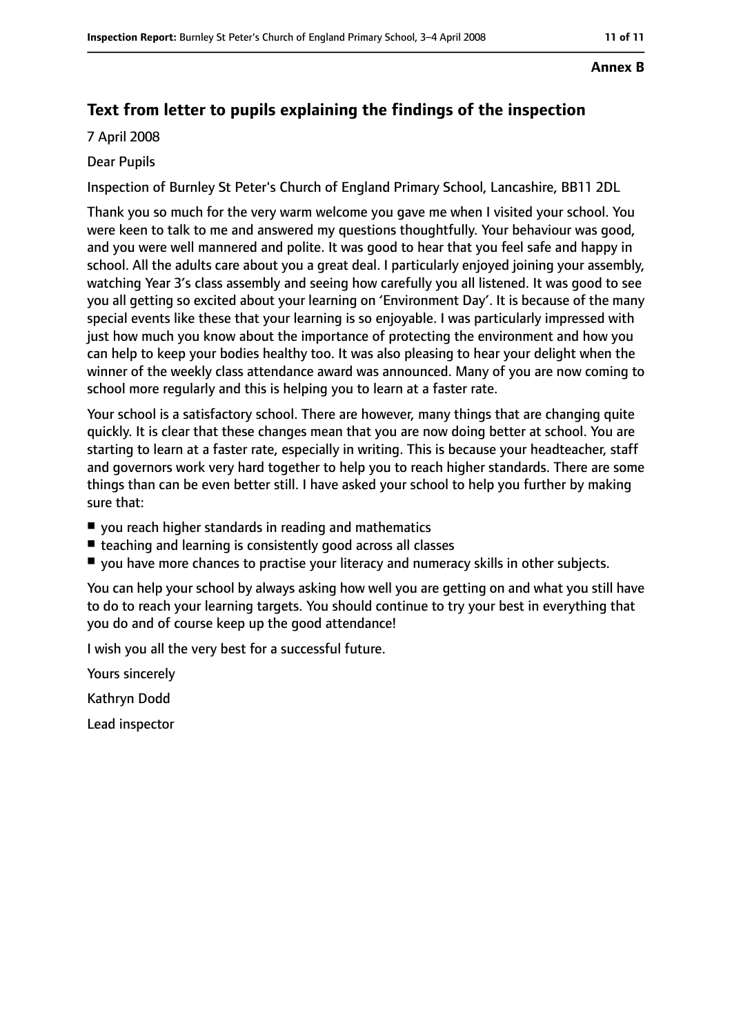**Annex B**

## Text from letter to pupils explaining the findings of the inspection

7 April 2008

Dear Pupils

Inspection of Burnley St Peter's Church of England Primary School, Lancashire, BB11 2DL

Thank you so much for the very warm welcome you gave me when I visited your school. You were keen to talk to me and answered my questions thoughtfully. Your behaviour was good, and you were well mannered and polite. It was good to hear that you feel safe and happy in school. All the adults care about you a great deal. I particularly enjoyed joining your assembly, watching Year 3's class assembly and seeing how carefully you all listened. It was good to see you all getting so excited about your learning on 'Environment Day'. It is because of the many special events like these that your learning is so enjoyable. I was particularly impressed with just how much you know about the importance of protecting the environment and how you can help to keep your bodies healthy too. It was also pleasing to hear your delight when the winner of the weekly class attendance award was announced. Many of you are now coming to school more regularly and this is helping you to learn at a faster rate.

Your school is a satisfactory school. There are however, many things that are changing quite quickly. It is clear that these changes mean that you are now doing better at school. You are starting to learn at a faster rate, especially in writing. This is because your headteacher, staff and governors work very hard together to help you to reach higher standards. There are some things than can be even better still. I have asked your school to help you further by making sure that:

- you reach higher standards in reading and mathematics
- teaching and learning is consistently good across all classes
- you have more chances to practise your literacy and numeracy skills in other subjects.

You can help your school by always asking how well you are getting on and what you still have to do to reach your learning targets. You should continue to try your best in everything that you do and of course keep up the good attendance!

I wish you all the very best for a successful future.

Yours sincerely

Kathryn Dodd

Lead inspector